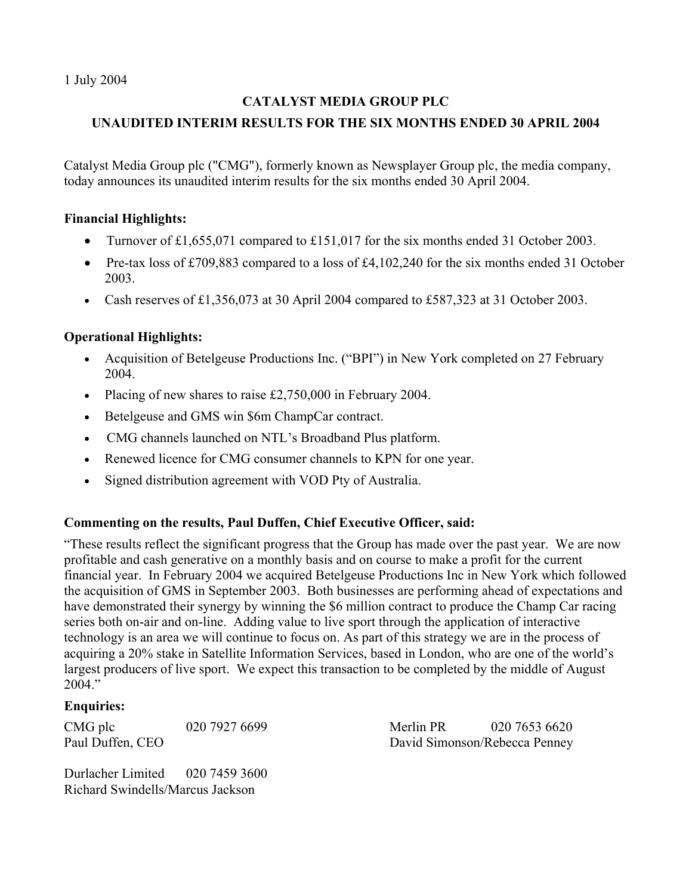1 July 2004

# CATALYST MEDIA GROUP PLC

## UNAUDITED INTERIM RESULTS FOR THE SIX MONTHS ENDED 30 APRIL 2004

Catalyst Media Group plc ("CMG"), formerly known as Newsplayer Group plc, the media company, today announces its unaudited interim results for the six months ended 30 April 2004.

**Financial Highlights:**

- Turnover of £1,655,071 compared to £151,017 for the six months ended 31 October 2003.
- Pre-tax loss of £709,883 compared to a loss of £4,102,240 for the six months ended 31 October 2003.
- Cash reserves of £1,356,073 at 30 April 2004 compared to £587,323 at 31 October 2003.

**Operational Highlights:**

- Acquisition of Betelgeuse Productions Inc. ("BPI") in New York completed on 27 February 2004.
- Placing of new shares to raise £2,750,000 in February 2004.
- Betelgeuse and GMS win $6m ChampCar contract.
- CMG channels launched on NTL's Broadband Plus platform.
- Renewed licence for CMG consumer channels to KPN for one year.
- Signed distribution agreement with VOD Pty of Australia.

**Commenting on the results, Paul Duffen, Chief Executive Officer, said:**

"These results reflect the significant progress that the Group has made over the past year. We are now profitable and cash generative on a monthly basis and on course to make a profit for the current financial year. In February 2004 we acquired Betelgeuse Productions Inc in New York which followed the acquisition of GMS in September 2003. Both businesses are performing ahead of expectations and have demonstrated their synergy by winning the $6 million contract to produce the Champ Car racing series both on-air and on-line. Adding value to live sport through the application of interactive technology is an area we will continue to focus on. As part of this strategy we are in the process of acquiring a 20% stake in Satellite Information Services, based in London, who are one of the world's largest producers of live sport. We expect this transaction to be completed by the middle of August 2004."

**Enquiries:**

CMG plc 020 7927 6699
Paul Duffen, CEO

Merlin PR 020 7653 6620
David Simonson/Rebecca Penney

Durlacher Limited 020 7459 3600
Richard Swindells/Marcus Jackson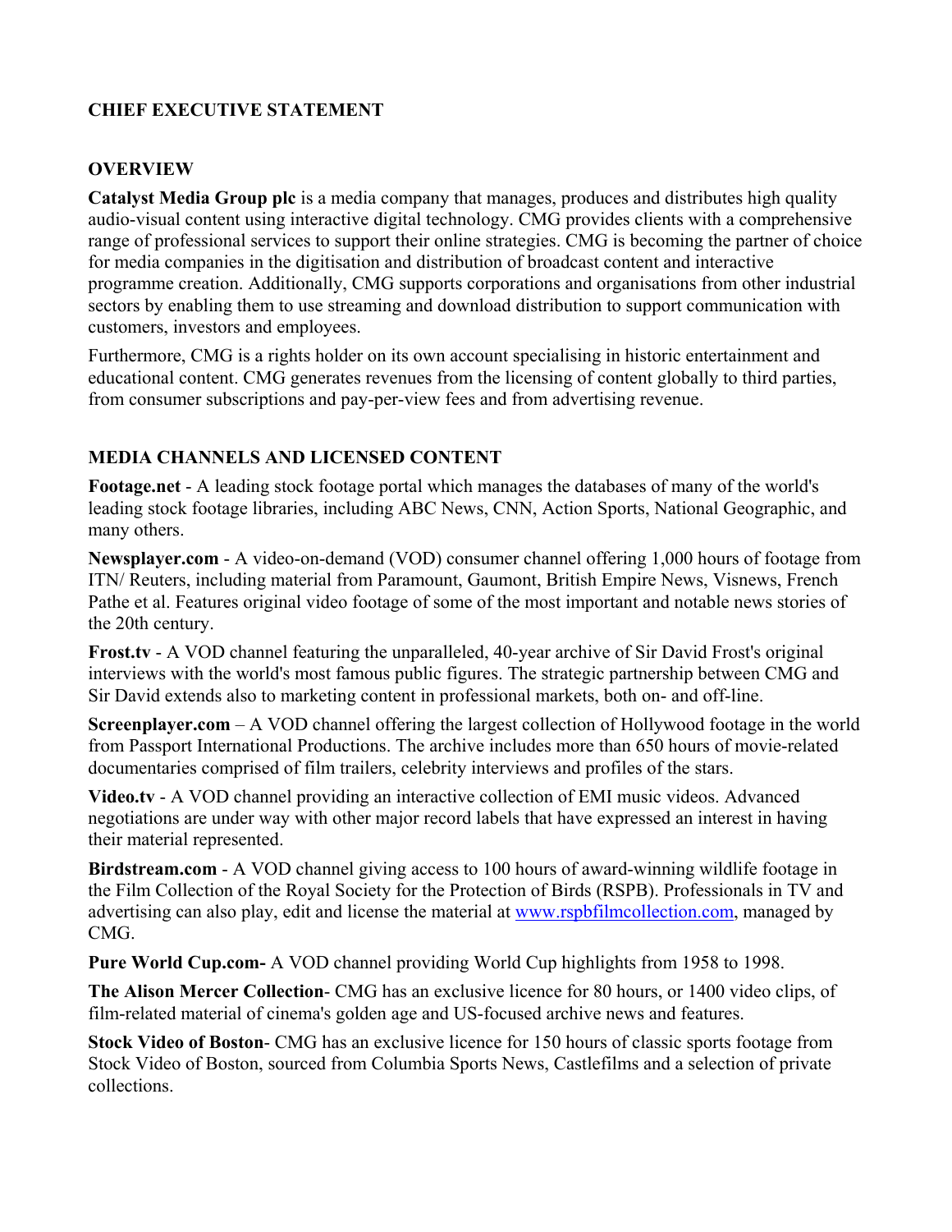## CHIEF EXECUTIVE STATEMENT

### OVERVIEW

**Catalyst Media Group plc** is a media company that manages, produces and distributes high quality audio-visual content using interactive digital technology. CMG provides clients with a comprehensive range of professional services to support their online strategies. CMG is becoming the partner of choice for media companies in the digitisation and distribution of broadcast content and interactive programme creation. Additionally, CMG supports corporations and organisations from other industrial sectors by enabling them to use streaming and download distribution to support communication with customers, investors and employees.

Furthermore, CMG is a rights holder on its own account specialising in historic entertainment and educational content. CMG generates revenues from the licensing of content globally to third parties, from consumer subscriptions and pay-per-view fees and from advertising revenue.

### MEDIA CHANNELS AND LICENSED CONTENT

**Footage.net** - A leading stock footage portal which manages the databases of many of the world's leading stock footage libraries, including ABC News, CNN, Action Sports, National Geographic, and many others.

**Newsplayer.com** - A video-on-demand (VOD) consumer channel offering 1,000 hours of footage from ITN/ Reuters, including material from Paramount, Gaumont, British Empire News, Visnews, French Pathe et al. Features original video footage of some of the most important and notable news stories of the 20th century.

**Frost.tv** - A VOD channel featuring the unparalleled, 40-year archive of Sir David Frost's original interviews with the world's most famous public figures. The strategic partnership between CMG and Sir David extends also to marketing content in professional markets, both on- and off-line.

**Screenplayer.com** – A VOD channel offering the largest collection of Hollywood footage in the world from Passport International Productions. The archive includes more than 650 hours of movie-related documentaries comprised of film trailers, celebrity interviews and profiles of the stars.

**Video.tv** - A VOD channel providing an interactive collection of EMI music videos. Advanced negotiations are under way with other major record labels that have expressed an interest in having their material represented.

**Birdstream.com** - A VOD channel giving access to 100 hours of award-winning wildlife footage in the Film Collection of the Royal Society for the Protection of Birds (RSPB). Professionals in TV and advertising can also play, edit and license the material at www.rspbfilmcollection.com, managed by CMG.

**Pure World Cup.com-** A VOD channel providing World Cup highlights from 1958 to 1998.

**The Alison Mercer Collection**- CMG has an exclusive licence for 80 hours, or 1400 video clips, of film-related material of cinema's golden age and US-focused archive news and features.

**Stock Video of Boston**- CMG has an exclusive licence for 150 hours of classic sports footage from Stock Video of Boston, sourced from Columbia Sports News, Castlefilms and a selection of private collections.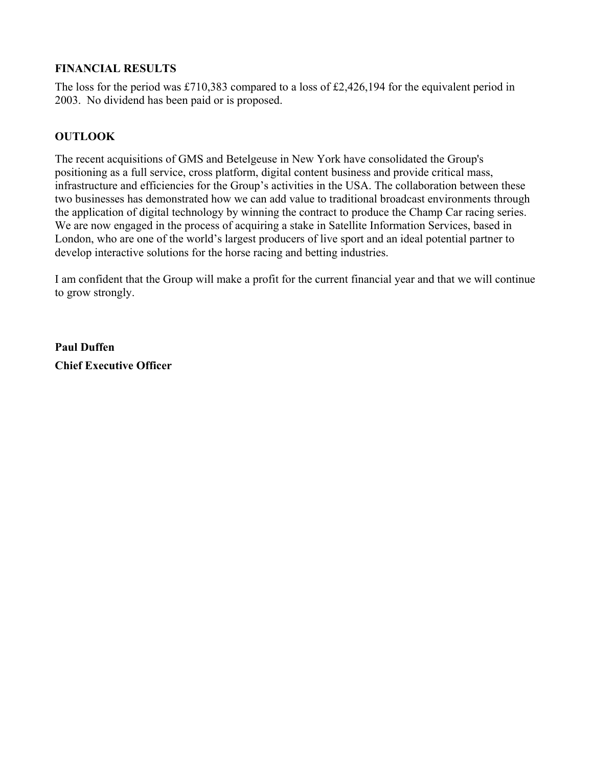**FINANCIAL RESULTS**

The loss for the period was £710,383 compared to a loss of £2,426,194 for the equivalent period in 2003. No dividend has been paid or is proposed.

**OUTLOOK**

The recent acquisitions of GMS and Betelgeuse in New York have consolidated the Group's positioning as a full service, cross platform, digital content business and provide critical mass, infrastructure and efficiencies for the Group's activities in the USA. The collaboration between these two businesses has demonstrated how we can add value to traditional broadcast environments through the application of digital technology by winning the contract to produce the Champ Car racing series. We are now engaged in the process of acquiring a stake in Satellite Information Services, based in London, who are one of the world's largest producers of live sport and an ideal potential partner to develop interactive solutions for the horse racing and betting industries.

I am confident that the Group will make a profit for the current financial year and that we will continue to grow strongly.

**Paul Duffen**

**Chief Executive Officer**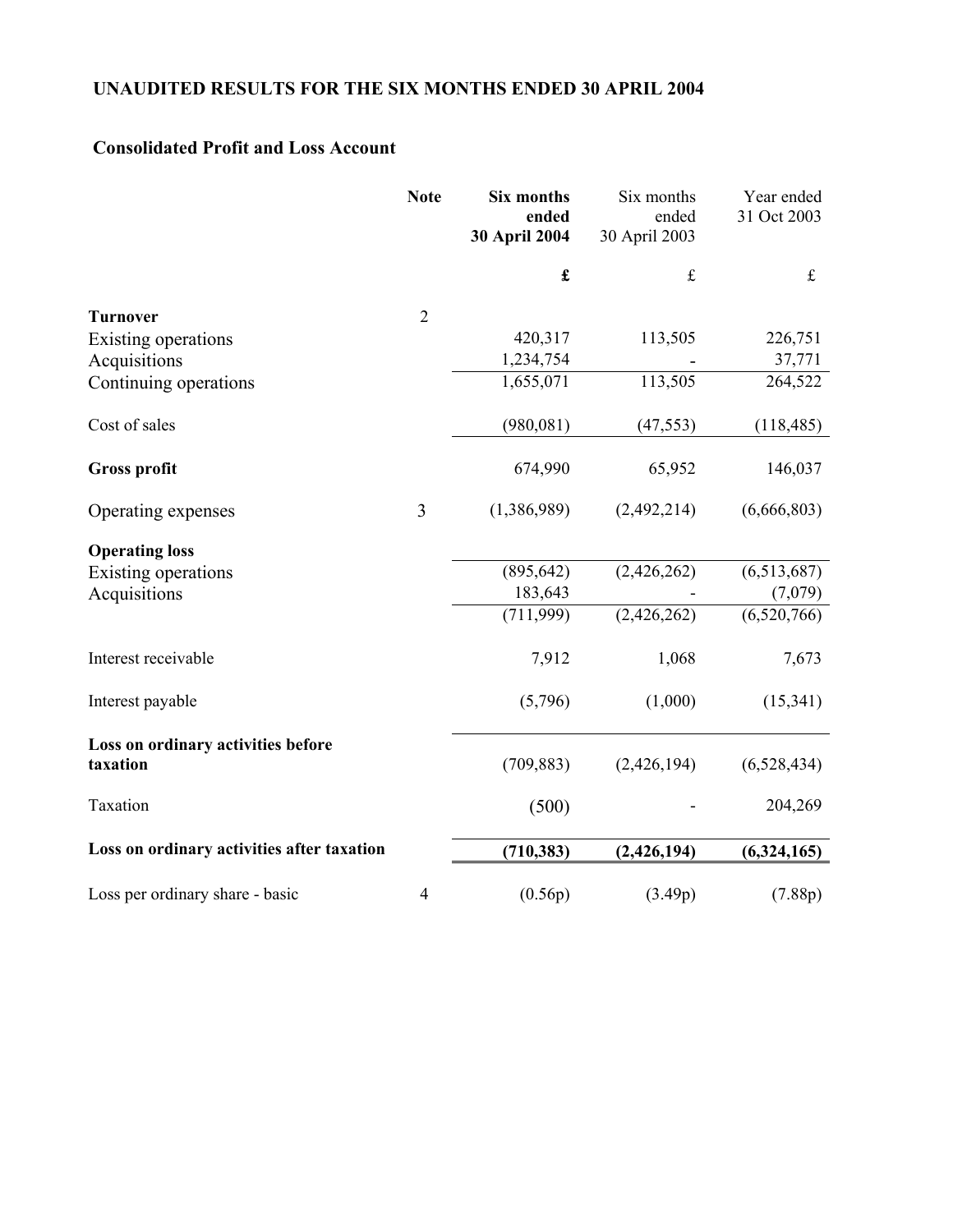## UNAUDITED RESULTS FOR THE SIX MONTHS ENDED 30 APRIL 2004

### Consolidated Profit and Loss Account

| | Note | **Six months ended 30 April 2004** | Six months ended 30 April 2003 | Year ended 31 Oct 2003 |
|---|---|---|---|---|
| | | **£** | £ | £ |
| **Turnover** | 2 | | | |
| Existing operations | | 420,317 | 113,505 | 226,751 |
| Acquisitions | | 1,234,754 | - | 37,771 |
| Continuing operations | | 1,655,071 | 113,505 | 264,522 |
| Cost of sales | | (980,081) | (47,553) | (118,485) |
| **Gross profit** | | 674,990 | 65,952 | 146,037 |
| Operating expenses | 3 | (1,386,989) | (2,492,214) | (6,666,803) |
| **Operating loss** | | | | |
| Existing operations | | (895,642) | (2,426,262) | (6,513,687) |
| Acquisitions | | 183,643 | - | (7,079) |
| | | (711,999) | (2,426,262) | (6,520,766) |
| Interest receivable | | 7,912 | 1,068 | 7,673 |
| Interest payable | | (5,796) | (1,000) | (15,341) |
| **Loss on ordinary activities before taxation** | | (709,883) | (2,426,194) | (6,528,434) |
| Taxation | | (500) | - | 204,269 |
| **Loss on ordinary activities after taxation** | | **(710,383)** | **(2,426,194)** | **(6,324,165)** |
| Loss per ordinary share - basic | 4 | (0.56p) | (3.49p) | (7.88p) |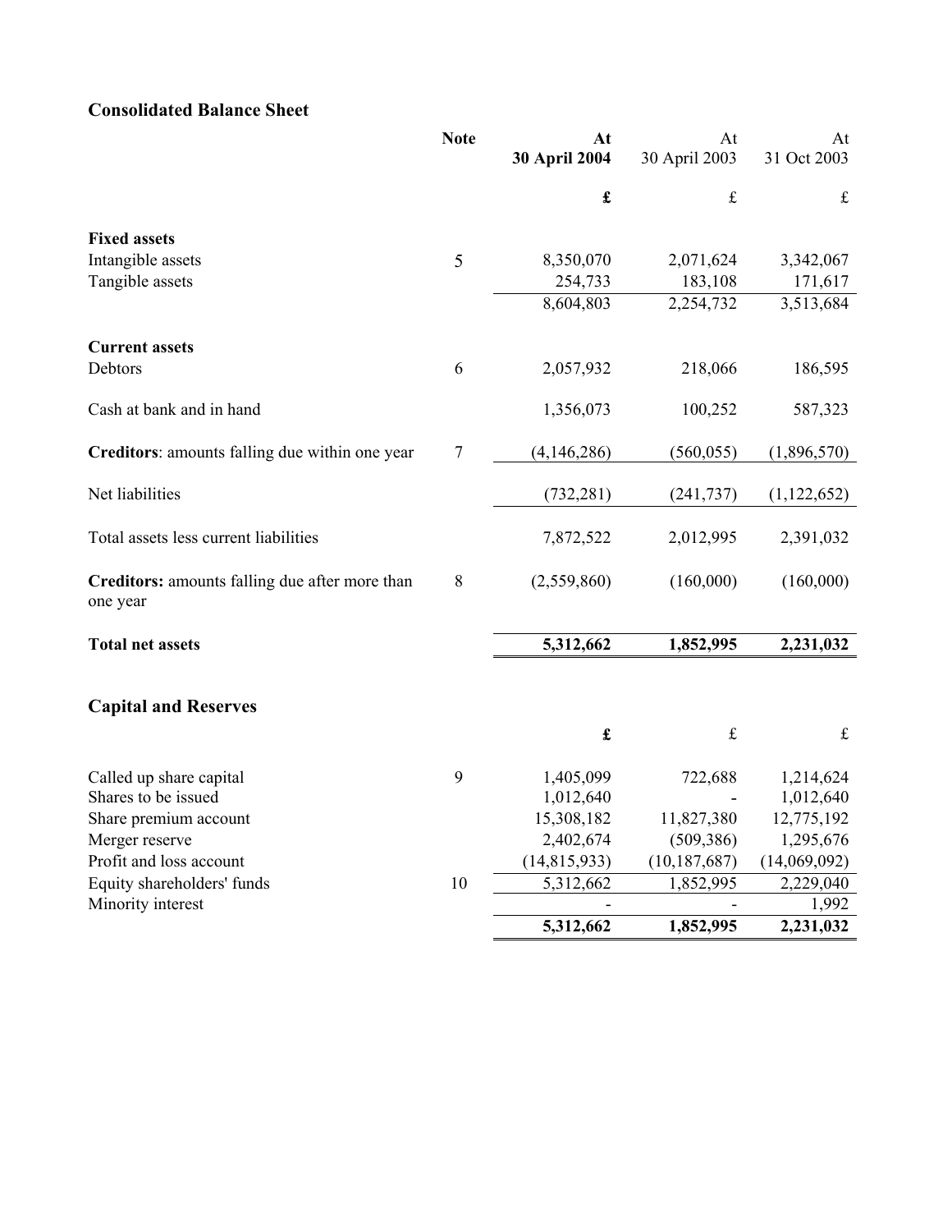## Consolidated Balance Sheet

| | Note | **At 30 April 2004** | At 30 April 2003 | At 31 Oct 2003 |
|---|---|---|---|---|
| | | **£** | £ | £ |
| **Fixed assets** | | | | |
| Intangible assets | 5 | 8,350,070 | 2,071,624 | 3,342,067 |
| Tangible assets | | 254,733 | 183,108 | 171,617 |
| | | 8,604,803 | 2,254,732 | 3,513,684 |
| **Current assets** | | | | |
| Debtors | 6 | 2,057,932 | 218,066 | 186,595 |
| Cash at bank and in hand | | 1,356,073 | 100,252 | 587,323 |
| **Creditors**: amounts falling due within one year | 7 | (4,146,286) | (560,055) | (1,896,570) |
| Net liabilities | | (732,281) | (241,737) | (1,122,652) |
| Total assets less current liabilities | | 7,872,522 | 2,012,995 | 2,391,032 |
| **Creditors:** amounts falling due after more than one year | 8 | (2,559,860) | (160,000) | (160,000) |
| **Total net assets** | | **5,312,662** | **1,852,995** | **2,231,032** |

## Capital and Reserves

| | Note | **At 30 April 2004** | At 30 April 2003 | At 31 Oct 2003 |
|---|---|---|---|---|
| | | **£** | £ | £ |
| Called up share capital | 9 | 1,405,099 | 722,688 | 1,214,624 |
| Shares to be issued | | 1,012,640 | - | 1,012,640 |
| Share premium account | | 15,308,182 | 11,827,380 | 12,775,192 |
| Merger reserve | | 2,402,674 | (509,386) | 1,295,676 |
| Profit and loss account | | (14,815,933) | (10,187,687) | (14,069,092) |
| Equity shareholders' funds | 10 | 5,312,662 | 1,852,995 | 2,229,040 |
| Minority interest | | - | - | 1,992 |
| | | **5,312,662** | **1,852,995** | **2,231,032** |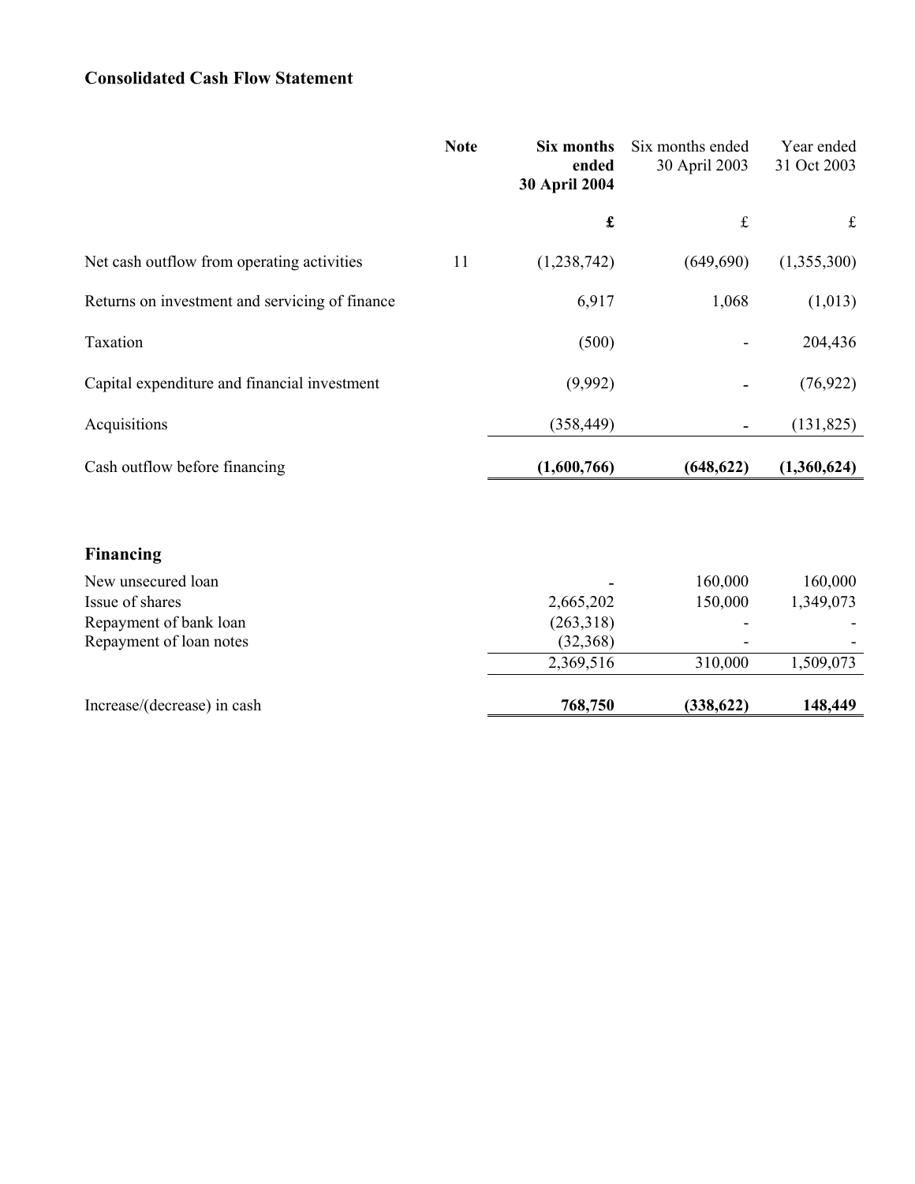## Consolidated Cash Flow Statement

| | Note | **Six months ended 30 April 2004** | Six months ended 30 April 2003 | Year ended 31 Oct 2003 |
|---|---|---|---|---|
| | | **£** | £ | £ |
| Net cash outflow from operating activities | 11 | (1,238,742) | (649,690) | (1,355,300) |
| Returns on investment and servicing of finance | | 6,917 | 1,068 | (1,013) |
| Taxation | | (500) | - | 204,436 |
| Capital expenditure and financial investment | | (9,992) | - | (76,922) |
| Acquisitions | | (358,449) | - | (131,825) |
| Cash outflow before financing | | **(1,600,766)** | **(648,622)** | **(1,360,624)** |
| **Financing** | | | | |
| New unsecured loan | | - | 160,000 | 160,000 |
| Issue of shares | | 2,665,202 | 150,000 | 1,349,073 |
| Repayment of bank loan | | (263,318) | - | - |
| Repayment of loan notes | | (32,368) | - | - |
| | | 2,369,516 | 310,000 | 1,509,073 |
| Increase/(decrease) in cash | | **768,750** | **(338,622)** | **148,449** |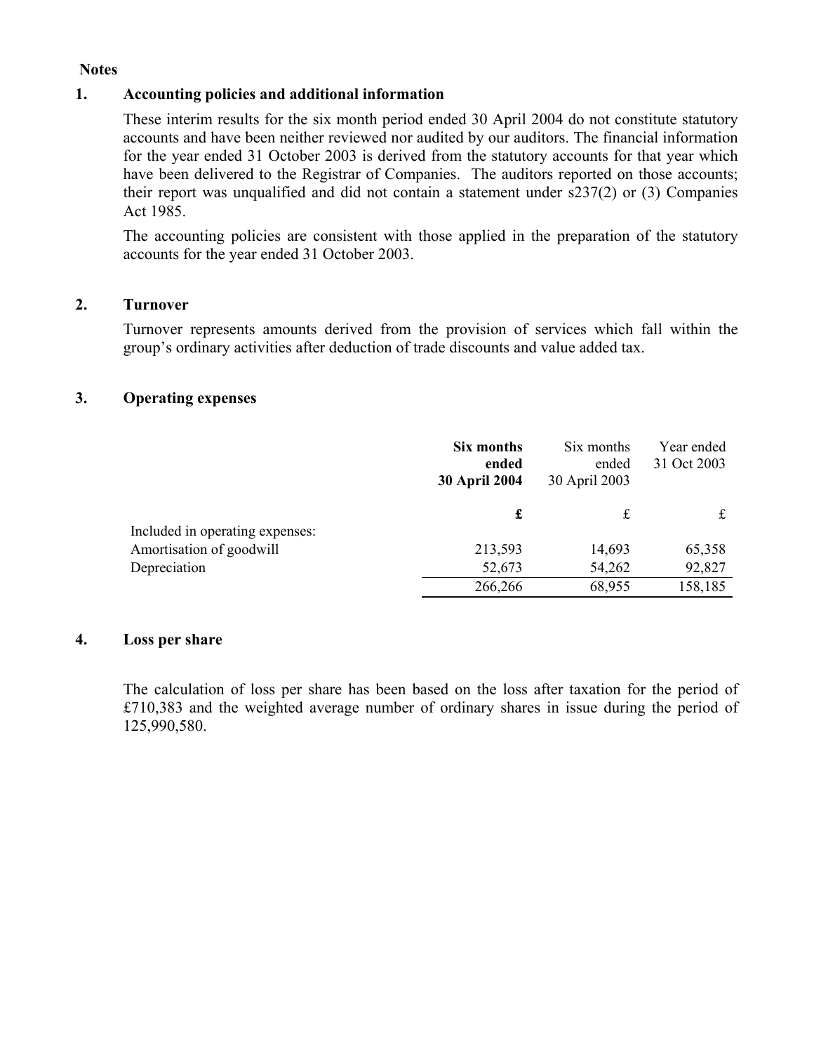**Notes**

## 1. Accounting policies and additional information

These interim results for the six month period ended 30 April 2004 do not constitute statutory accounts and have been neither reviewed nor audited by our auditors. The financial information for the year ended 31 October 2003 is derived from the statutory accounts for that year which have been delivered to the Registrar of Companies. The auditors reported on those accounts; their report was unqualified and did not contain a statement under s237(2) or (3) Companies Act 1985.

The accounting policies are consistent with those applied in the preparation of the statutory accounts for the year ended 31 October 2003.

## 2. Turnover

Turnover represents amounts derived from the provision of services which fall within the group's ordinary activities after deduction of trade discounts and value added tax.

## 3. Operating expenses

| | **Six months ended 30 April 2004** | Six months ended 30 April 2003 | Year ended 31 Oct 2003 |
|---|---|---|---|
| | **£** | £ | £ |
| Included in operating expenses: | | | |
| Amortisation of goodwill | 213,593 | 14,693 | 65,358 |
| Depreciation | 52,673 | 54,262 | 92,827 |
| | 266,266 | 68,955 | 158,185 |

## 4. Loss per share

The calculation of loss per share has been based on the loss after taxation for the period of £710,383 and the weighted average number of ordinary shares in issue during the period of 125,990,580.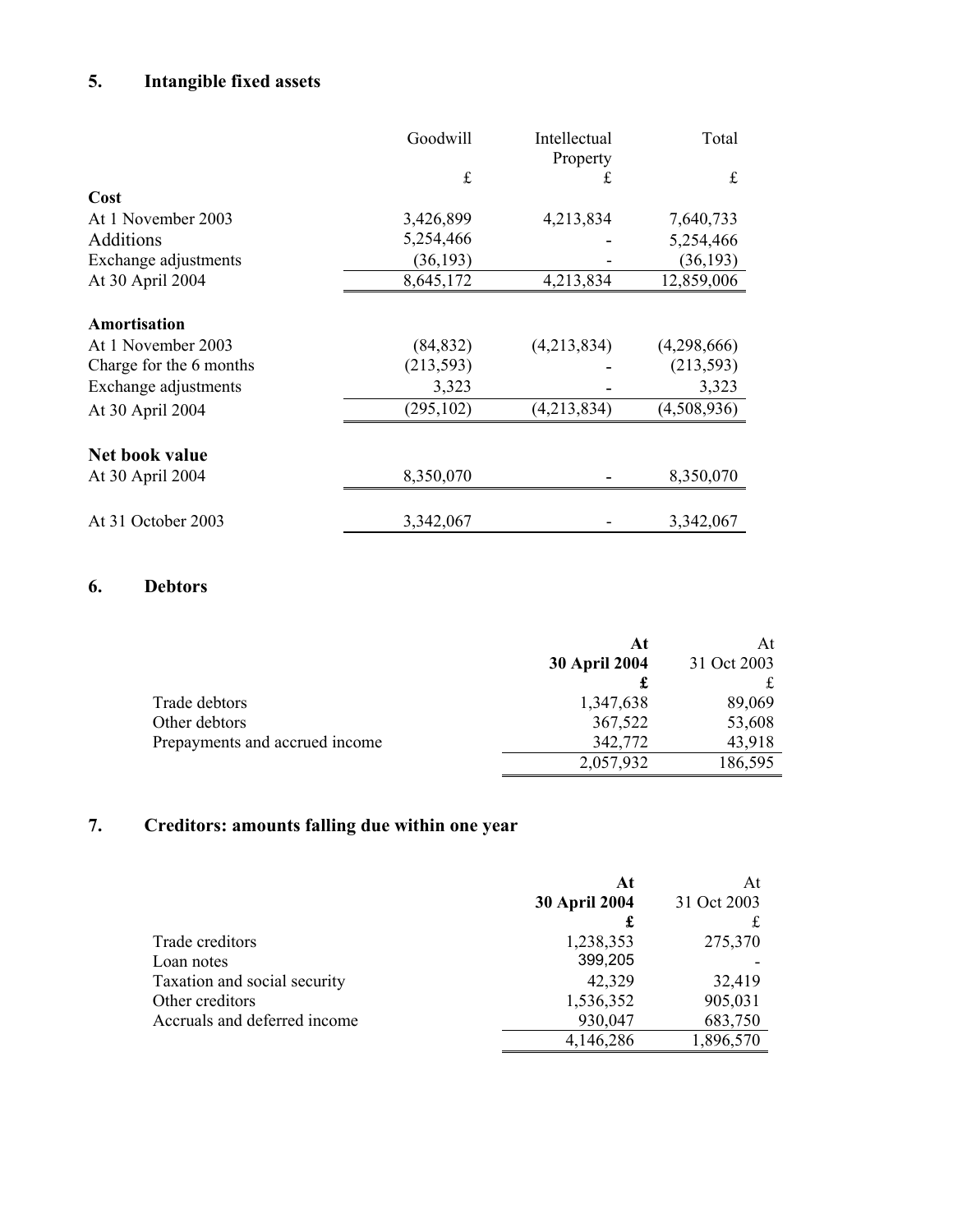## 5. Intangible fixed assets

| | Goodwill | Intellectual Property | Total |
|---|---|---|---|
| | £ | £ | £ |
| **Cost** | | | |
| At 1 November 2003 | 3,426,899 | 4,213,834 | 7,640,733 |
| Additions | 5,254,466 | - | 5,254,466 |
| Exchange adjustments | (36,193) | - | (36,193) |
| At 30 April 2004 | 8,645,172 | 4,213,834 | 12,859,006 |
| | | | |
| **Amortisation** | | | |
| At 1 November 2003 | (84,832) | (4,213,834) | (4,298,666) |
| Charge for the 6 months | (213,593) | - | (213,593) |
| Exchange adjustments | 3,323 | - | 3,323 |
| At 30 April 2004 | (295,102) | (4,213,834) | (4,508,936) |
| | | | |
| **Net book value** | | | |
| At 30 April 2004 | 8,350,070 | - | 8,350,070 |
| | | | |
| At 31 October 2003 | 3,342,067 | - | 3,342,067 |

## 6. Debtors

| | **At 30 April 2004** | At 31 Oct 2003 |
|---|---|---|
| | **£** | £ |
| Trade debtors | 1,347,638 | 89,069 |
| Other debtors | 367,522 | 53,608 |
| Prepayments and accrued income | 342,772 | 43,918 |
| | 2,057,932 | 186,595 |

## 7. Creditors: amounts falling due within one year

| | **At 30 April 2004** | At 31 Oct 2003 |
|---|---|---|
| | **£** | £ |
| Trade creditors | 1,238,353 | 275,370 |
| Loan notes | 399,205 | - |
| Taxation and social security | 42,329 | 32,419 |
| Other creditors | 1,536,352 | 905,031 |
| Accruals and deferred income | 930,047 | 683,750 |
| | 4,146,286 | 1,896,570 |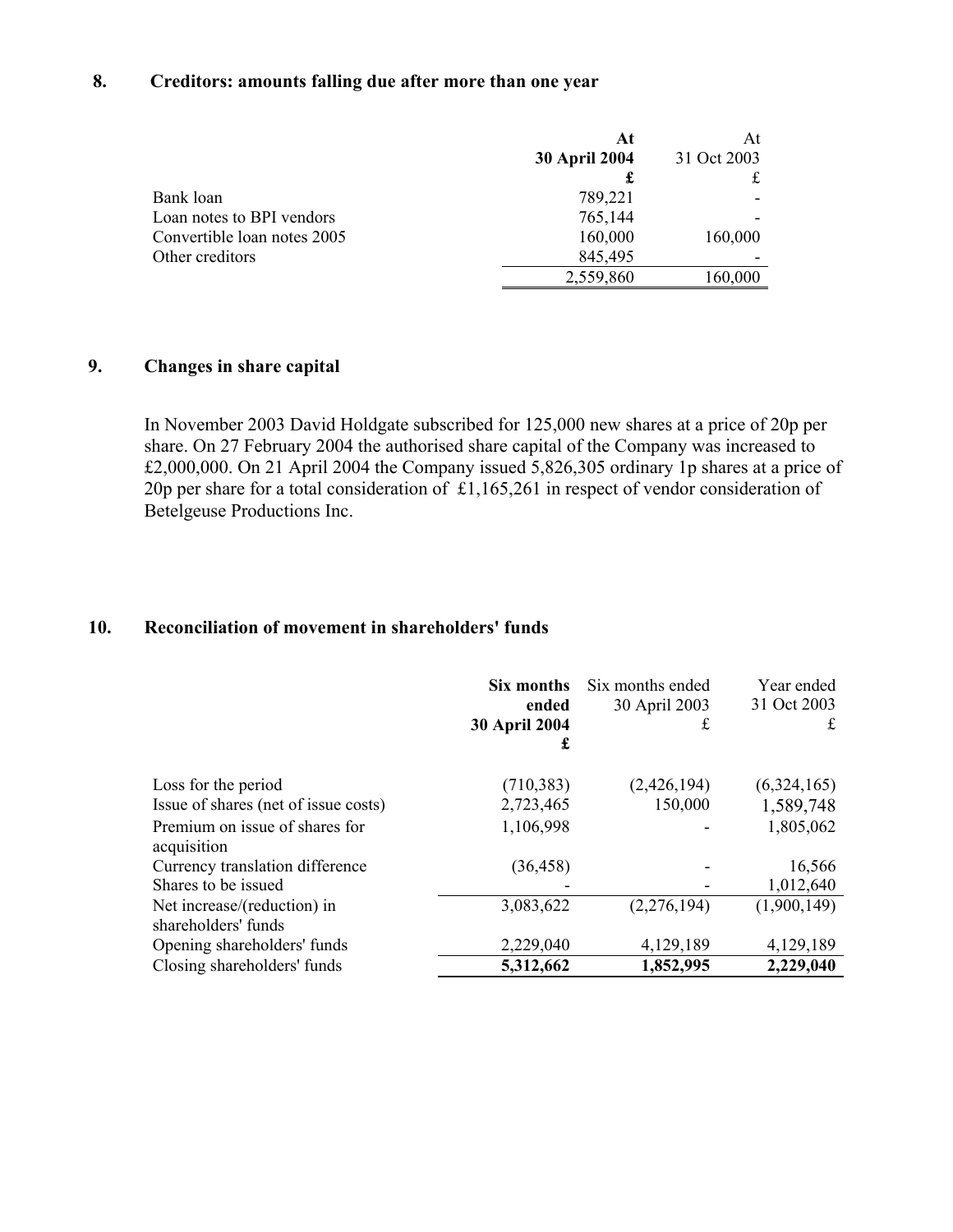## 8. Creditors: amounts falling due after more than one year

| | **At 30 April 2004 £** | At 31 Oct 2003 £ |
|---|---|---|
| Bank loan | 789,221 | - |
| Loan notes to BPI vendors | 765,144 | - |
| Convertible loan notes 2005 | 160,000 | 160,000 |
| Other creditors | 845,495 | - |
| | 2,559,860 | 160,000 |

## 9. Changes in share capital

In November 2003 David Holdgate subscribed for 125,000 new shares at a price of 20p per share. On 27 February 2004 the authorised share capital of the Company was increased to £2,000,000. On 21 April 2004 the Company issued 5,826,305 ordinary 1p shares at a price of 20p per share for a total consideration of £1,165,261 in respect of vendor consideration of Betelgeuse Productions Inc.

## 10. Reconciliation of movement in shareholders' funds

| | **Six months ended 30 April 2004 £** | Six months ended 30 April 2003 £ | Year ended 31 Oct 2003 £ |
|---|---|---|---|
| Loss for the period | (710,383) | (2,426,194) | (6,324,165) |
| Issue of shares (net of issue costs) | 2,723,465 | 150,000 | 1,589,748 |
| Premium on issue of shares for acquisition | 1,106,998 | - | 1,805,062 |
| Currency translation difference | (36,458) | - | 16,566 |
| Shares to be issued | - | - | 1,012,640 |
| Net increase/(reduction) in shareholders' funds | 3,083,622 | (2,276,194) | (1,900,149) |
| Opening shareholders' funds | 2,229,040 | 4,129,189 | 4,129,189 |
| Closing shareholders' funds | **5,312,662** | **1,852,995** | **2,229,040** |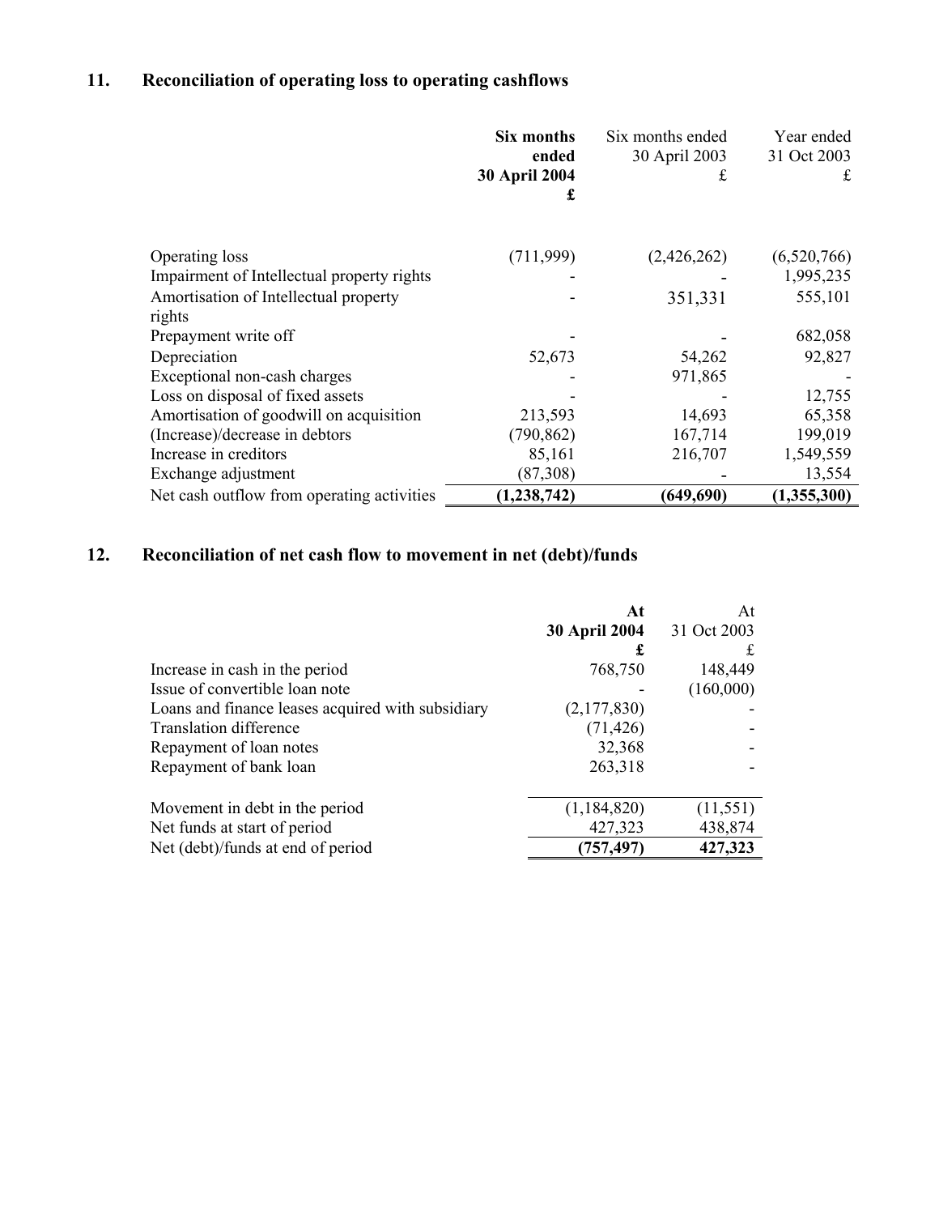## 11. Reconciliation of operating loss to operating cashflows

| | **Six months ended 30 April 2004 £** | Six months ended 30 April 2003 £ | Year ended 31 Oct 2003 £ |
|---|---|---|---|
| Operating loss | (711,999) | (2,426,262) | (6,520,766) |
| Impairment of Intellectual property rights | - | - | 1,995,235 |
| Amortisation of Intellectual property rights | - | 351,331 | 555,101 |
| Prepayment write off | - | - | 682,058 |
| Depreciation | 52,673 | 54,262 | 92,827 |
| Exceptional non-cash charges | - | 971,865 | - |
| Loss on disposal of fixed assets | - | - | 12,755 |
| Amortisation of goodwill on acquisition | 213,593 | 14,693 | 65,358 |
| (Increase)/decrease in debtors | (790,862) | 167,714 | 199,019 |
| Increase in creditors | 85,161 | 216,707 | 1,549,559 |
| Exchange adjustment | (87,308) | - | 13,554 |
| Net cash outflow from operating activities | **(1,238,742)** | **(649,690)** | **(1,355,300)** |

## 12. Reconciliation of net cash flow to movement in net (debt)/funds

| | **At 30 April 2004 £** | At 31 Oct 2003 £ |
|---|---|---|
| Increase in cash in the period | 768,750 | 148,449 |
| Issue of convertible loan note | - | (160,000) |
| Loans and finance leases acquired with subsidiary | (2,177,830) | - |
| Translation difference | (71,426) | - |
| Repayment of loan notes | 32,368 | - |
| Repayment of bank loan | 263,318 | - |
| Movement in debt in the period | (1,184,820) | (11,551) |
| Net funds at start of period | 427,323 | 438,874 |
| Net (debt)/funds at end of period | **(757,497)** | **427,323** |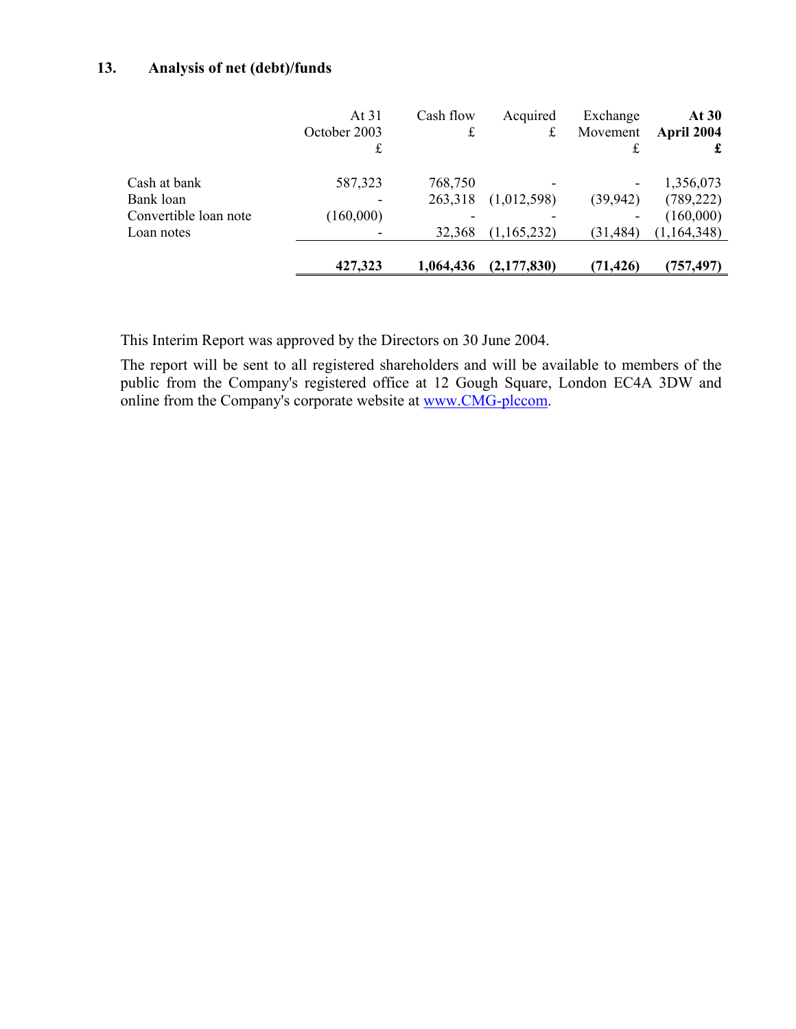## 13. Analysis of net (debt)/funds

| | At 31 October 2003 £ | Cash flow £ | Acquired £ | Exchange Movement £ | **At 30 April 2004 £** |
|---|---|---|---|---|---|
| Cash at bank | 587,323 | 768,750 | - | - | 1,356,073 |
| Bank loan | - | 263,318 | (1,012,598) | (39,942) | (789,222) |
| Convertible loan note | (160,000) | - | - | - | (160,000) |
| Loan notes | - | 32,368 | (1,165,232) | (31,484) | (1,164,348) |
| | **427,323** | **1,064,436** | **(2,177,830)** | **(71,426)** | **(757,497)** |

This Interim Report was approved by the Directors on 30 June 2004.

The report will be sent to all registered shareholders and will be available to members of the public from the Company's registered office at 12 Gough Square, London EC4A 3DW and online from the Company's corporate website at www.CMG-plccom.